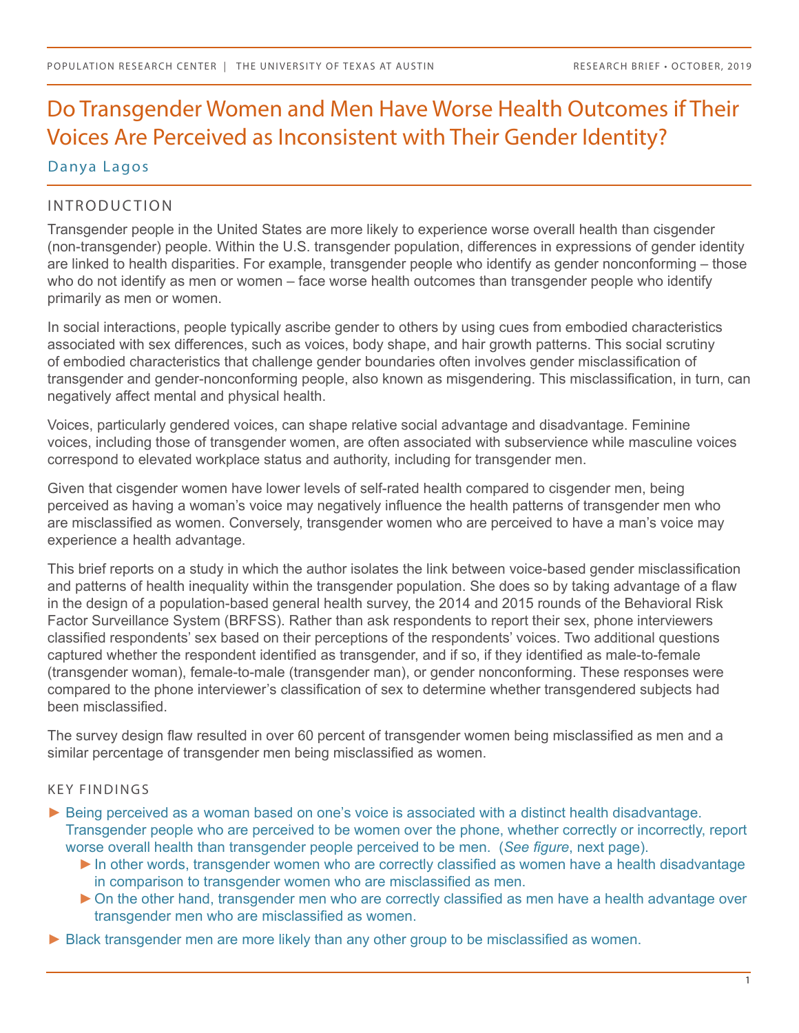# Do Transgender Women and Men Have Worse Health Outcomes if Their Voices Are Perceived as Inconsistent with Their Gender Identity?

Danya Lagos

## INTRODUCTION

Transgender people in the United States are more likely to experience worse overall health than cisgender (non-transgender) people. Within the U.S. transgender population, differences in expressions of gender identity are linked to health disparities. For example, transgender people who identify as gender nonconforming – those who do not identify as men or women – face worse health outcomes than transgender people who identify primarily as men or women.

In social interactions, people typically ascribe gender to others by using cues from embodied characteristics associated with sex differences, such as voices, body shape, and hair growth patterns. This social scrutiny of embodied characteristics that challenge gender boundaries often involves gender misclassification of transgender and gender-nonconforming people, also known as misgendering. This misclassification, in turn, can negatively affect mental and physical health.

Voices, particularly gendered voices, can shape relative social advantage and disadvantage. Feminine voices, including those of transgender women, are often associated with subservience while masculine voices correspond to elevated workplace status and authority, including for transgender men.

Given that cisgender women have lower levels of self-rated health compared to cisgender men, being perceived as having a woman's voice may negatively influence the health patterns of transgender men who are misclassified as women. Conversely, transgender women who are perceived to have a man's voice may experience a health advantage.

This brief reports on a study in which the author isolates the link between voice-based gender misclassification and patterns of health inequality within the transgender population. She does so by taking advantage of a flaw in the design of a population-based general health survey, the 2014 and 2015 rounds of the Behavioral Risk Factor Surveillance System (BRFSS). Rather than ask respondents to report their sex, phone interviewers classified respondents' sex based on their perceptions of the respondents' voices. Two additional questions captured whether the respondent identified as transgender, and if so, if they identified as male-to-female (transgender woman), female-to-male (transgender man), or gender nonconforming. These responses were compared to the phone interviewer's classification of sex to determine whether transgendered subjects had been misclassified.

The survey design flaw resulted in over 60 percent of transgender women being misclassified as men and a similar percentage of transgender men being misclassified as women.

## KEY FINDINGS

- Being perceived as a woman based on one's voice is associated with a distinct health disadvantage. Transgender people who are perceived to be women over the phone, whether correctly or incorrectly, report worse overall health than transgender people perceived to be men. (*See figure*, next page).
  - In other words, transgender women who are correctly classified as women have a health disadvantage in comparison to transgender women who are misclassified as men.
  - On the other hand, transgender men who are correctly classified as men have a health advantage over transgender men who are misclassified as women.
- Black transgender men are more likely than any other group to be misclassified as women.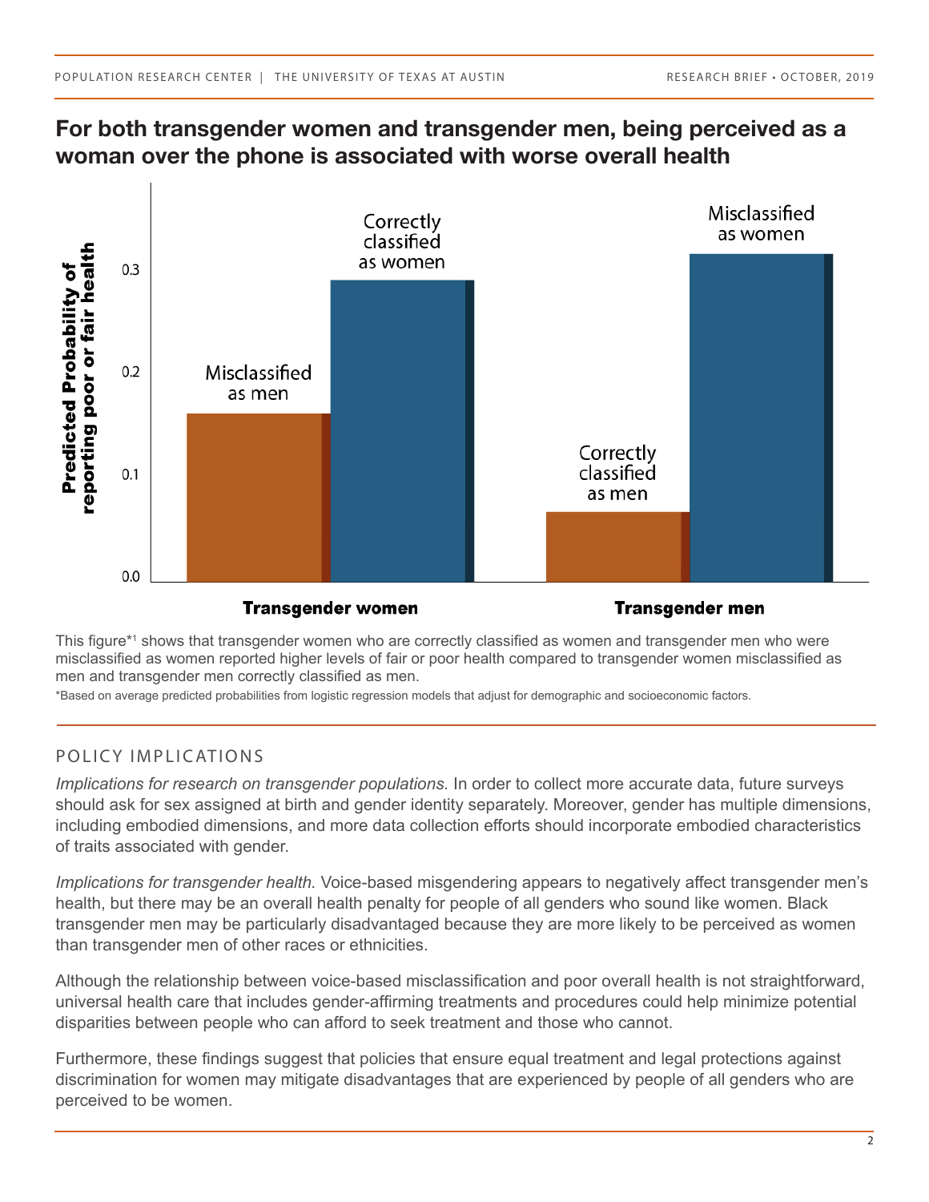## For both transgender women and transgender men, being perceived as a woman over the phone is associated with worse overall health

This figure*[1] shows that transgender women who are correctly classified as women and transgender men who were misclassified as women reported higher levels of fair or poor health compared to transgender women misclassified as men and transgender men correctly classified as men.

*Based on average predicted probabilities from logistic regression models that adjust for demographic and socioeconomic factors.

## POLICY IMPLICATIONS

*Implications for research on transgender populations.* In order to collect more accurate data, future surveys should ask for sex assigned at birth and gender identity separately. Moreover, gender has multiple dimensions, including embodied dimensions, and more data collection efforts should incorporate embodied characteristics of traits associated with gender.

*Implications for transgender health.* Voice-based misgendering appears to negatively affect transgender men's health, but there may be an overall health penalty for people of all genders who sound like women. Black transgender men may be particularly disadvantaged because they are more likely to be perceived as women than transgender men of other races or ethnicities.

Although the relationship between voice-based misclassification and poor overall health is not straightforward, universal health care that includes gender-affirming treatments and procedures could help minimize potential disparities between people who can afford to seek treatment and those who cannot.

Furthermore, these findings suggest that policies that ensure equal treatment and legal protections against discrimination for women may mitigate disadvantages that are experienced by people of all genders who are perceived to be women.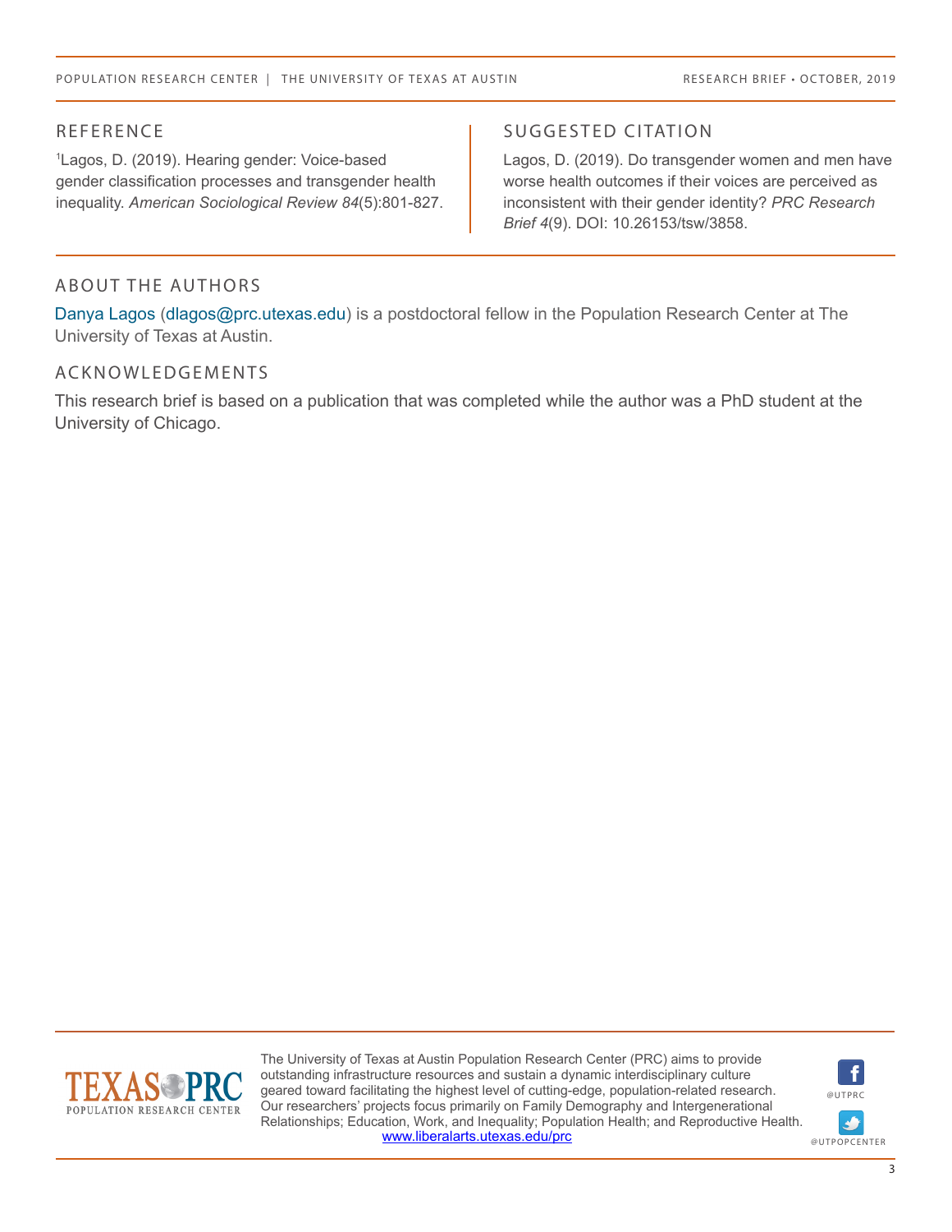## REFERENCE

[1]Lagos, D. (2019). Hearing gender: Voice-based gender classification processes and transgender health inequality. *American Sociological Review 84*(5):801-827.

## SUGGESTED CITATION

Lagos, D. (2019). Do transgender women and men have worse health outcomes if their voices are perceived as inconsistent with their gender identity? *PRC Research Brief 4*(9). DOI: 10.26153/tsw/3858.

## ABOUT THE AUTHORS

Danya Lagos (dlagos@prc.utexas.edu) is a postdoctoral fellow in the Population Research Center at The University of Texas at Austin.

## ACKNOWLEDGEMENTS

This research brief is based on a publication that was completed while the author was a PhD student at the University of Chicago.

TEXAS PRC
POPULATION RESEARCH CENTER

The University of Texas at Austin Population Research Center (PRC) aims to provide outstanding infrastructure resources and sustain a dynamic interdisciplinary culture geared toward facilitating the highest level of cutting-edge, population-related research. Our researchers' projects focus primarily on Family Demography and Intergenerational Relationships; Education, Work, and Inequality; Population Health; and Reproductive Health.
www.liberalarts.utexas.edu/prc

@UTPRC

@UTPOPCENTER